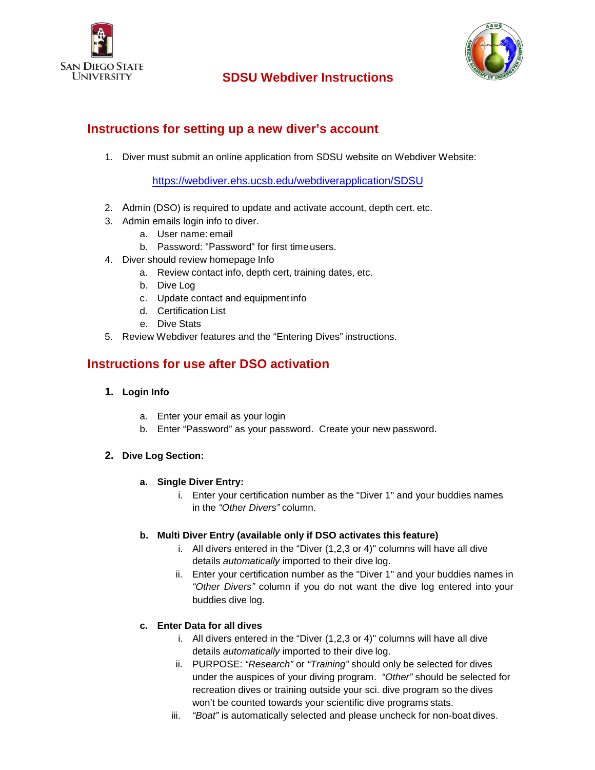# SDSU Webdiver Instructions

## Instructions for setting up a new diver's account

1. Diver must submit an online application from SDSU website on Webdiver Website:

   https://webdiver.ehs.ucsb.edu/webdiverapplication/SDSU

2. Admin (DSO) is required to update and activate account, depth cert. etc.
3. Admin emails login info to diver.
   a. User name: email
   b. Password: "Password" for first time users.
4. Diver should review homepage Info
   a. Review contact info, depth cert, training dates, etc.
   b. Dive Log
   c. Update contact and equipment info
   d. Certification List
   e. Dive Stats
5. Review Webdiver features and the "Entering Dives" instructions.

## Instructions for use after DSO activation

**1. Login Info**

   a. Enter your email as your login
   b. Enter "Password" as your password. Create your new password.

**2. Dive Log Section:**

   **a. Single Diver Entry:**
      i. Enter your certification number as the "Diver 1" and your buddies names in the *"Other Divers"* column.

   **b. Multi Diver Entry (available only if DSO activates this feature)**
      i. All divers entered in the "Diver (1,2,3 or 4)" columns will have all dive details *automatically* imported to their dive log.
      ii. Enter your certification number as the "Diver 1" and your buddies names in *"Other Divers"* column if you do not want the dive log entered into your buddies dive log.

   **c. Enter Data for all dives**
      i. All divers entered in the "Diver (1,2,3 or 4)" columns will have all dive details *automatically* imported to their dive log.
      ii. PURPOSE: *"Research"* or *"Training"* should only be selected for dives under the auspices of your diving program. *"Other"* should be selected for recreation dives or training outside your sci. dive program so the dives won't be counted towards your scientific dive programs stats.
      iii. *"Boat"* is automatically selected and please uncheck for non-boat dives.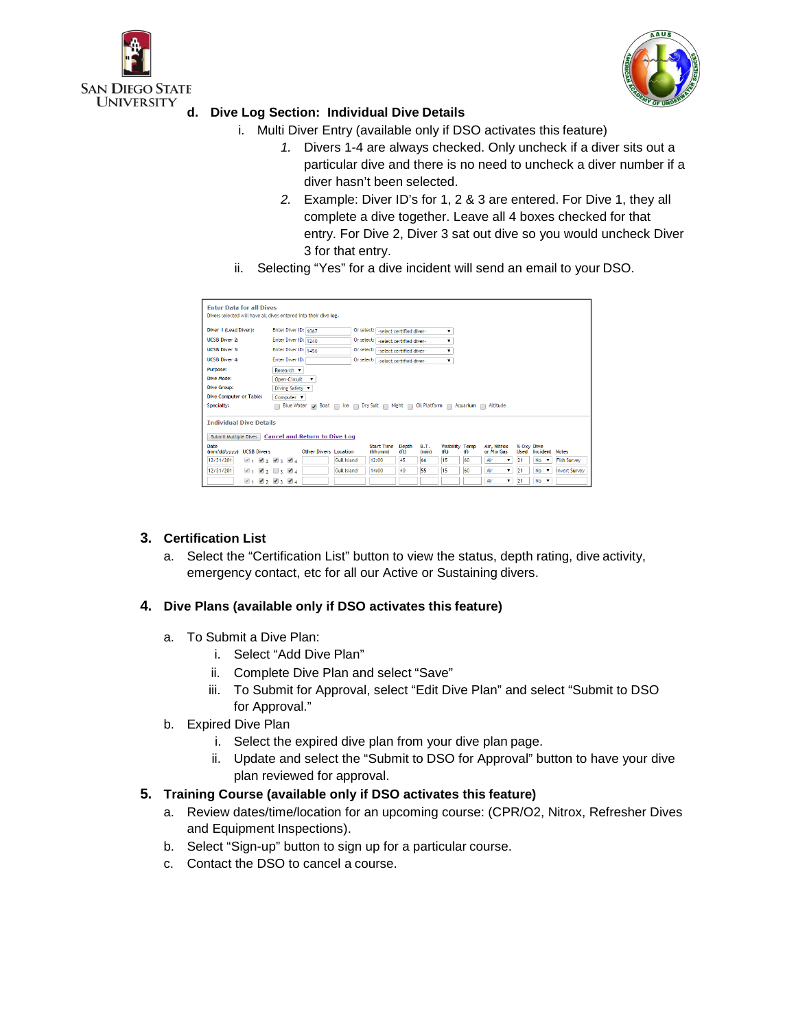d. **Dive Log Section: Individual Dive Details**

   i. Multi Diver Entry (available only if DSO activates this feature)

      1. Divers 1-4 are always checked. Only uncheck if a diver sits out a particular dive and there is no need to uncheck a diver number if a diver hasn't been selected.
      2. Example: Diver ID's for 1, 2 & 3 are entered. For Dive 1, they all complete a dive together. Leave all 4 boxes checked for that entry. For Dive 2, Diver 3 sat out dive so you would uncheck Diver 3 for that entry.

   ii. Selecting "Yes" for a dive incident will send an email to your DSO.

## 3. Certification List

a. Select the "Certification List" button to view the status, depth rating, dive activity, emergency contact, etc for all our Active or Sustaining divers.

## 4. Dive Plans (available only if DSO activates this feature)

a. To Submit a Dive Plan:

   i. Select "Add Dive Plan"
   ii. Complete Dive Plan and select "Save"
   iii. To Submit for Approval, select "Edit Dive Plan" and select "Submit to DSO for Approval."

b. Expired Dive Plan

   i. Select the expired dive plan from your dive plan page.
   ii. Update and select the "Submit to DSO for Approval" button to have your dive plan reviewed for approval.

## 5. Training Course (available only if DSO activates this feature)

a. Review dates/time/location for an upcoming course: (CPR/O2, Nitrox, Refresher Dives and Equipment Inspections).

b. Select "Sign-up" button to sign up for a particular course.

c. Contact the DSO to cancel a course.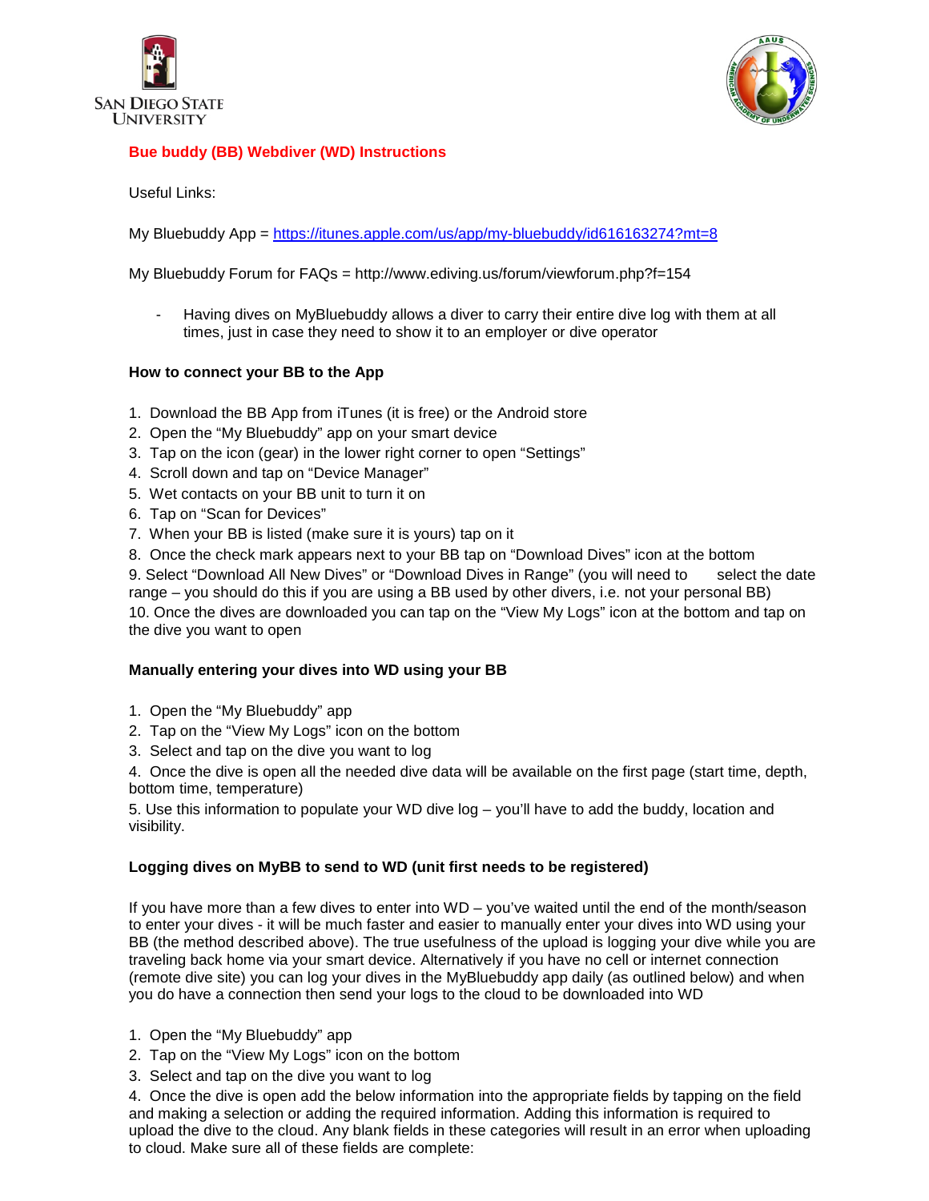**Bue buddy (BB) Webdiver (WD) Instructions**

Useful Links:

My Bluebuddy App = [https://itunes.apple.com/us/app/my-bluebuddy/id616163274?mt=8](https://itunes.apple.com/us/app/my-bluebuddy/id616163274?mt=8)

My Bluebuddy Forum for FAQs = http://www.ediving.us/forum/viewforum.php?f=154

- Having dives on MyBluebuddy allows a diver to carry their entire dive log with them at all times, just in case they need to show it to an employer or dive operator

**How to connect your BB to the App**

1. Download the BB App from iTunes (it is free) or the Android store
2. Open the "My Bluebuddy" app on your smart device
3. Tap on the icon (gear) in the lower right corner to open "Settings"
4. Scroll down and tap on "Device Manager"
5. Wet contacts on your BB unit to turn it on
6. Tap on "Scan for Devices"
7. When your BB is listed (make sure it is yours) tap on it
8. Once the check mark appears next to your BB tap on "Download Dives" icon at the bottom
9. Select "Download All New Dives" or "Download Dives in Range" (you will need to select the date range – you should do this if you are using a BB used by other divers, i.e. not your personal BB)
10. Once the dives are downloaded you can tap on the "View My Logs" icon at the bottom and tap on the dive you want to open

**Manually entering your dives into WD using your BB**

1. Open the "My Bluebuddy" app
2. Tap on the "View My Logs" icon on the bottom
3. Select and tap on the dive you want to log
4. Once the dive is open all the needed dive data will be available on the first page (start time, depth, bottom time, temperature)
5. Use this information to populate your WD dive log – you'll have to add the buddy, location and visibility.

**Logging dives on MyBB to send to WD (unit first needs to be registered)**

If you have more than a few dives to enter into WD – you've waited until the end of the month/season to enter your dives - it will be much faster and easier to manually enter your dives into WD using your BB (the method described above). The true usefulness of the upload is logging your dive while you are traveling back home via your smart device. Alternatively if you have no cell or internet connection (remote dive site) you can log your dives in the MyBluebuddy app daily (as outlined below) and when you do have a connection then send your logs to the cloud to be downloaded into WD

1. Open the "My Bluebuddy" app
2. Tap on the "View My Logs" icon on the bottom
3. Select and tap on the dive you want to log
4. Once the dive is open add the below information into the appropriate fields by tapping on the field and making a selection or adding the required information. Adding this information is required to upload the dive to the cloud. Any blank fields in these categories will result in an error when uploading to cloud. Make sure all of these fields are complete: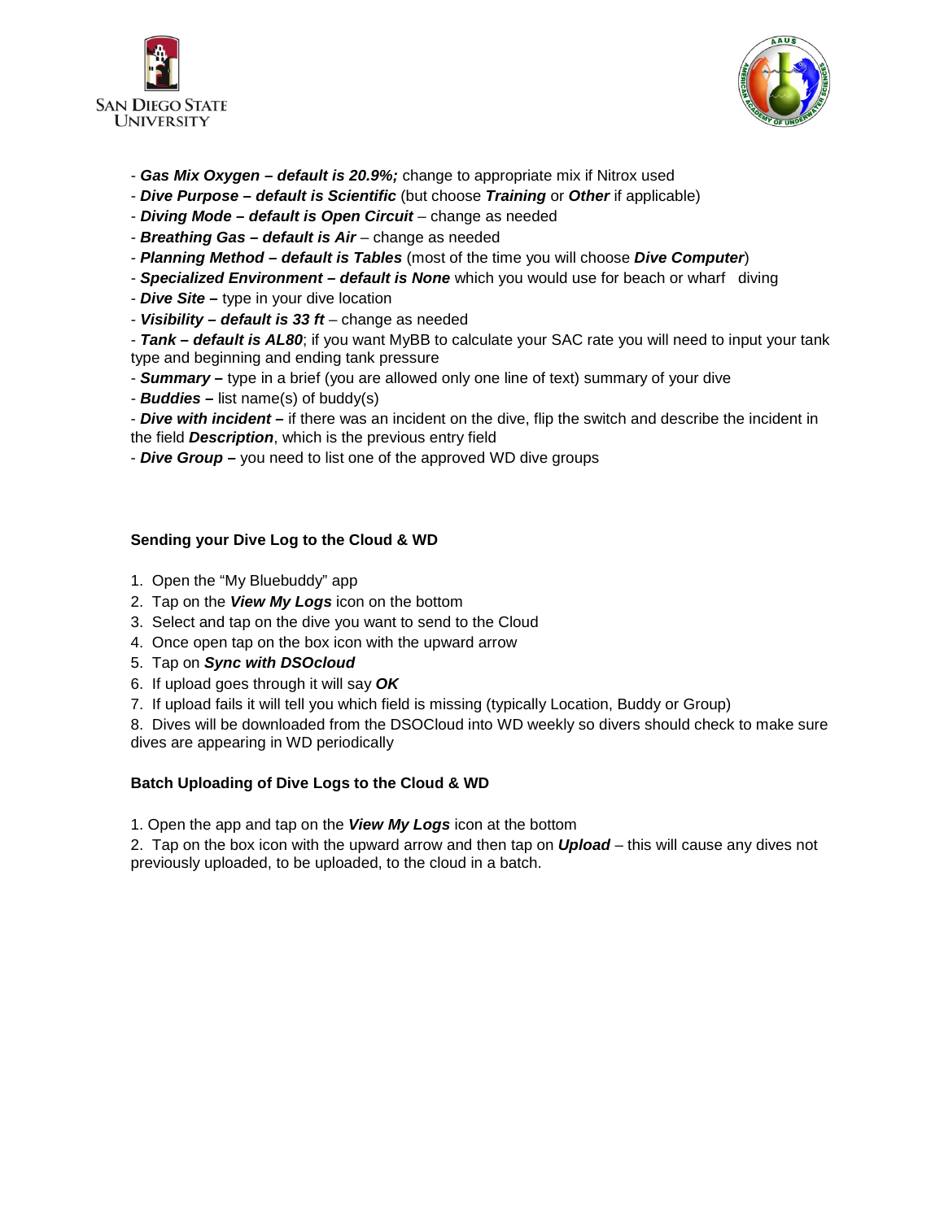- ***Gas Mix Oxygen – default is 20.9%;*** change to appropriate mix if Nitrox used
- ***Dive Purpose – default is Scientific*** (but choose ***Training*** or ***Other*** if applicable)
- ***Diving Mode – default is Open Circuit*** – change as needed
- ***Breathing Gas – default is Air*** – change as needed
- ***Planning Method – default is Tables*** (most of the time you will choose ***Dive Computer***)
- ***Specialized Environment – default is None*** which you would use for beach or wharf diving
- ***Dive Site –*** type in your dive location
- ***Visibility – default is 33 ft*** – change as needed
- ***Tank – default is AL80***; if you want MyBB to calculate your SAC rate you will need to input your tank type and beginning and ending tank pressure
- ***Summary –*** type in a brief (you are allowed only one line of text) summary of your dive
- ***Buddies –*** list name(s) of buddy(s)
- ***Dive with incident –*** if there was an incident on the dive, flip the switch and describe the incident in the field ***Description***, which is the previous entry field
- ***Dive Group –*** you need to list one of the approved WD dive groups

**Sending your Dive Log to the Cloud & WD**

1. Open the "My Bluebuddy" app
2. Tap on the ***View My Logs*** icon on the bottom
3. Select and tap on the dive you want to send to the Cloud
4. Once open tap on the box icon with the upward arrow
5. Tap on ***Sync with DSOcloud***
6. If upload goes through it will say ***OK***
7. If upload fails it will tell you which field is missing (typically Location, Buddy or Group)
8. Dives will be downloaded from the DSOCloud into WD weekly so divers should check to make sure dives are appearing in WD periodically

**Batch Uploading of Dive Logs to the Cloud & WD**

1. Open the app and tap on the ***View My Logs*** icon at the bottom
2. Tap on the box icon with the upward arrow and then tap on ***Upload*** – this will cause any dives not previously uploaded, to be uploaded, to the cloud in a batch.